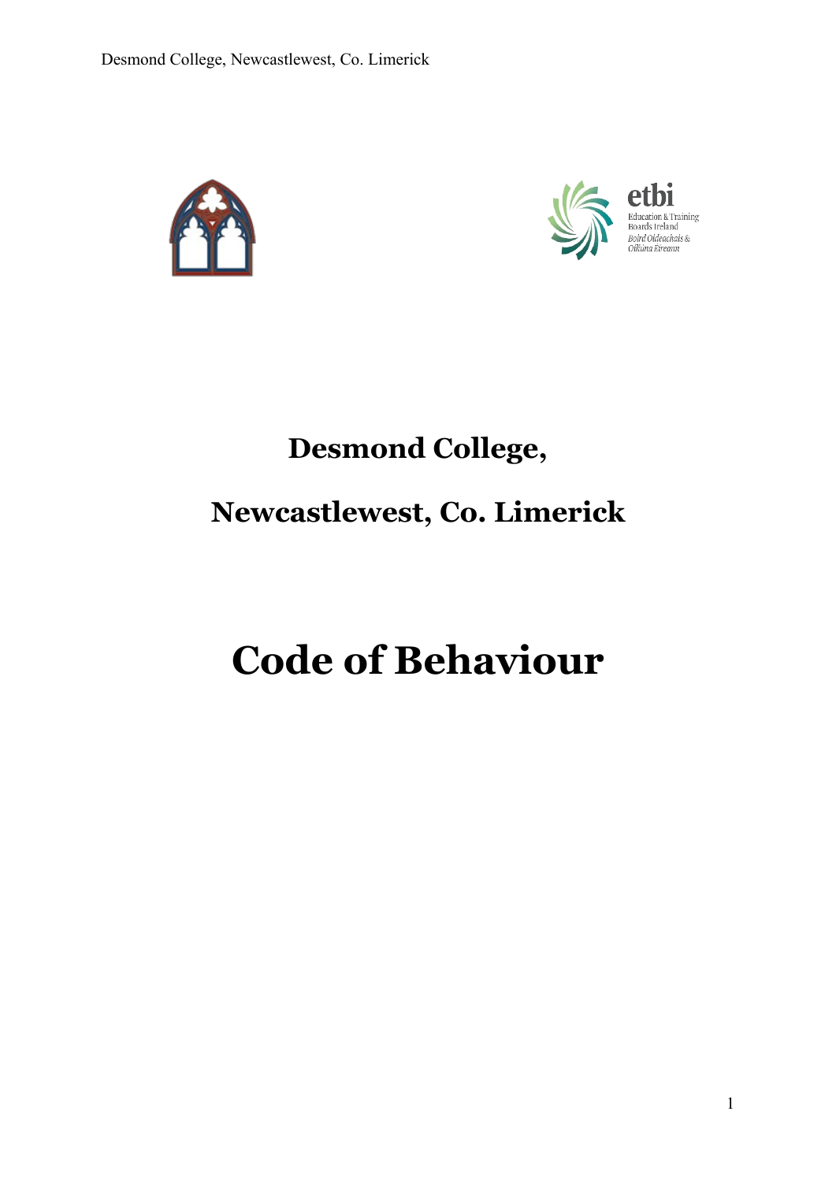# Desmond College,

# Newcastlewest, Co. Limerick

# Code of Behaviour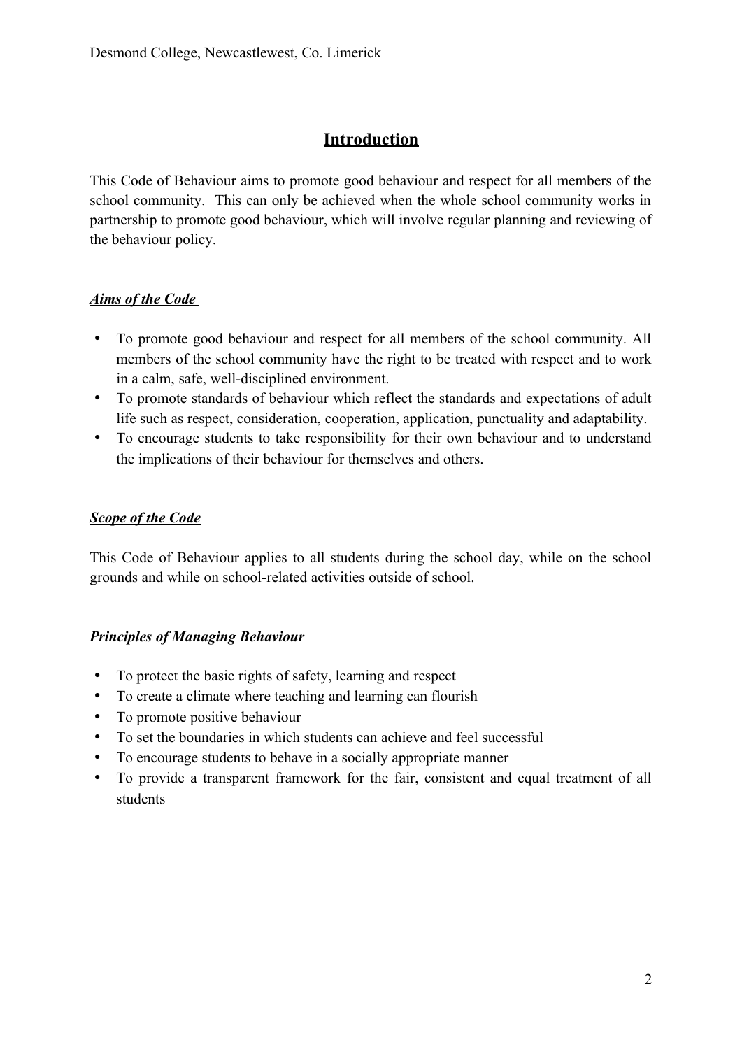## Introduction

This Code of Behaviour aims to promote good behaviour and respect for all members of the school community. This can only be achieved when the whole school community works in partnership to promote good behaviour, which will involve regular planning and reviewing of the behaviour policy.

### ***Aims of the Code***

- To promote good behaviour and respect for all members of the school community. All members of the school community have the right to be treated with respect and to work in a calm, safe, well-disciplined environment.
- To promote standards of behaviour which reflect the standards and expectations of adult life such as respect, consideration, cooperation, application, punctuality and adaptability.
- To encourage students to take responsibility for their own behaviour and to understand the implications of their behaviour for themselves and others.

### ***Scope of the Code***

This Code of Behaviour applies to all students during the school day, while on the school grounds and while on school-related activities outside of school.

### ***Principles of Managing Behaviour***

- To protect the basic rights of safety, learning and respect
- To create a climate where teaching and learning can flourish
- To promote positive behaviour
- To set the boundaries in which students can achieve and feel successful
- To encourage students to behave in a socially appropriate manner
- To provide a transparent framework for the fair, consistent and equal treatment of all students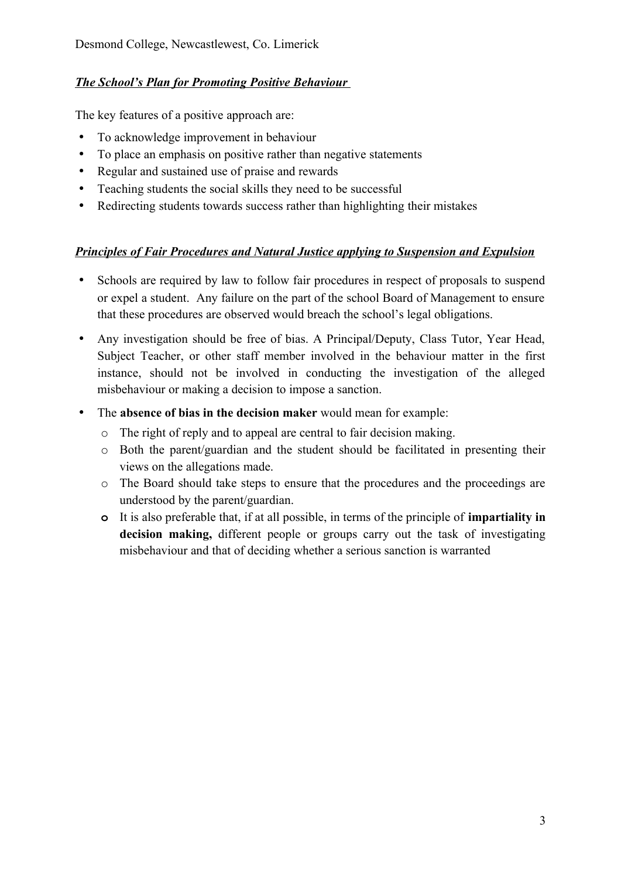***The School's Plan for Promoting Positive Behaviour***

The key features of a positive approach are:

- To acknowledge improvement in behaviour
- To place an emphasis on positive rather than negative statements
- Regular and sustained use of praise and rewards
- Teaching students the social skills they need to be successful
- Redirecting students towards success rather than highlighting their mistakes

***Principles of Fair Procedures and Natural Justice applying to Suspension and Expulsion***

- Schools are required by law to follow fair procedures in respect of proposals to suspend or expel a student. Any failure on the part of the school Board of Management to ensure that these procedures are observed would breach the school's legal obligations.
- Any investigation should be free of bias. A Principal/Deputy, Class Tutor, Year Head, Subject Teacher, or other staff member involved in the behaviour matter in the first instance, should not be involved in conducting the investigation of the alleged misbehaviour or making a decision to impose a sanction.
- The **absence of bias in the decision maker** would mean for example:
    - The right of reply and to appeal are central to fair decision making.
    - Both the parent/guardian and the student should be facilitated in presenting their views on the allegations made.
    - The Board should take steps to ensure that the procedures and the proceedings are understood by the parent/guardian.
    - It is also preferable that, if at all possible, in terms of the principle of **impartiality in decision making,** different people or groups carry out the task of investigating misbehaviour and that of deciding whether a serious sanction is warranted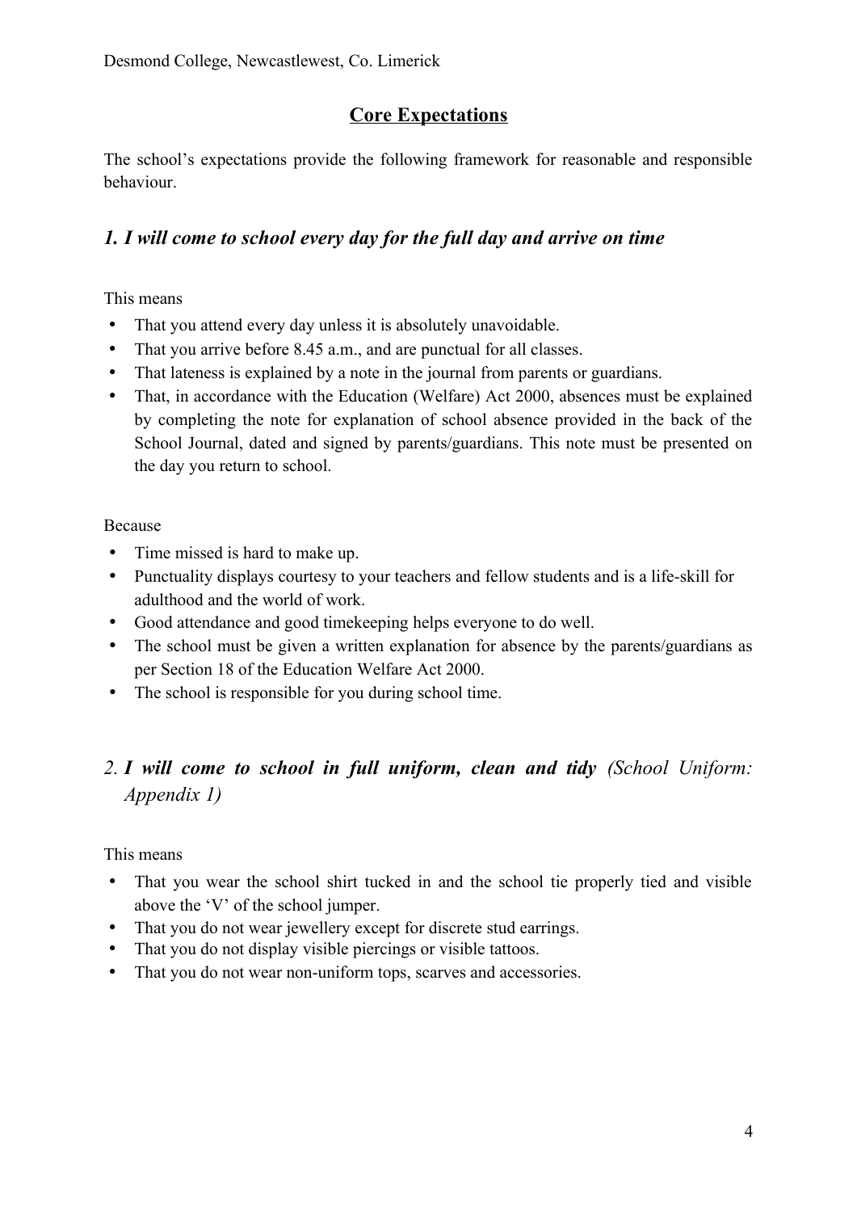## Core Expectations

The school's expectations provide the following framework for reasonable and responsible behaviour.

### *1. I will come to school every day for the full day and arrive on time*

This means

- That you attend every day unless it is absolutely unavoidable.
- That you arrive before 8.45 a.m., and are punctual for all classes.
- That lateness is explained by a note in the journal from parents or guardians.
- That, in accordance with the Education (Welfare) Act 2000, absences must be explained by completing the note for explanation of school absence provided in the back of the School Journal, dated and signed by parents/guardians. This note must be presented on the day you return to school.

Because

- Time missed is hard to make up.
- Punctuality displays courtesy to your teachers and fellow students and is a life-skill for adulthood and the world of work.
- Good attendance and good timekeeping helps everyone to do well.
- The school must be given a written explanation for absence by the parents/guardians as per Section 18 of the Education Welfare Act 2000.
- The school is responsible for you during school time.

### *2. **I will come to school in full uniform, clean and tidy** (School Uniform: Appendix 1)*

This means

- That you wear the school shirt tucked in and the school tie properly tied and visible above the 'V' of the school jumper.
- That you do not wear jewellery except for discrete stud earrings.
- That you do not display visible piercings or visible tattoos.
- That you do not wear non-uniform tops, scarves and accessories.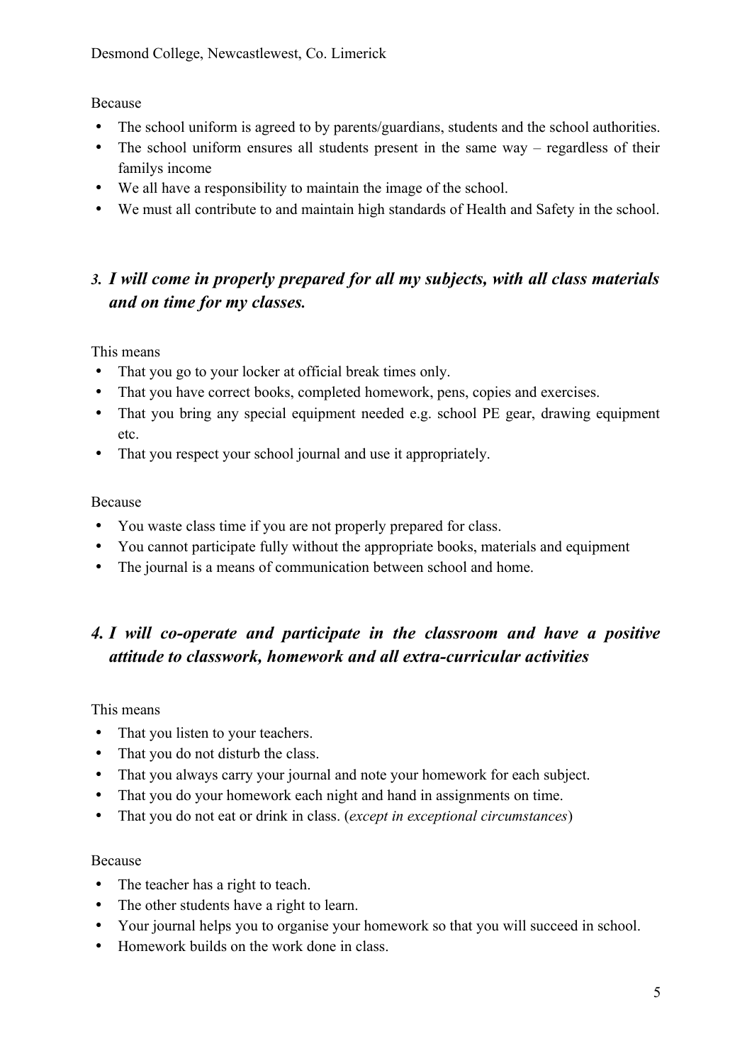Because

- The school uniform is agreed to by parents/guardians, students and the school authorities.
- The school uniform ensures all students present in the same way – regardless of their familys income
- We all have a responsibility to maintain the image of the school.
- We must all contribute to and maintain high standards of Health and Safety in the school.

### *3. I will come in properly prepared for all my subjects, with all class materials and on time for my classes.*

This means

- That you go to your locker at official break times only.
- That you have correct books, completed homework, pens, copies and exercises.
- That you bring any special equipment needed e.g. school PE gear, drawing equipment etc.
- That you respect your school journal and use it appropriately.

Because

- You waste class time if you are not properly prepared for class.
- You cannot participate fully without the appropriate books, materials and equipment
- The journal is a means of communication between school and home.

### *4. I will co-operate and participate in the classroom and have a positive attitude to classwork, homework and all extra-curricular activities*

This means

- That you listen to your teachers.
- That you do not disturb the class.
- That you always carry your journal and note your homework for each subject.
- That you do your homework each night and hand in assignments on time.
- That you do not eat or drink in class. (*except in exceptional circumstances*)

Because

- The teacher has a right to teach.
- The other students have a right to learn.
- Your journal helps you to organise your homework so that you will succeed in school.
- Homework builds on the work done in class.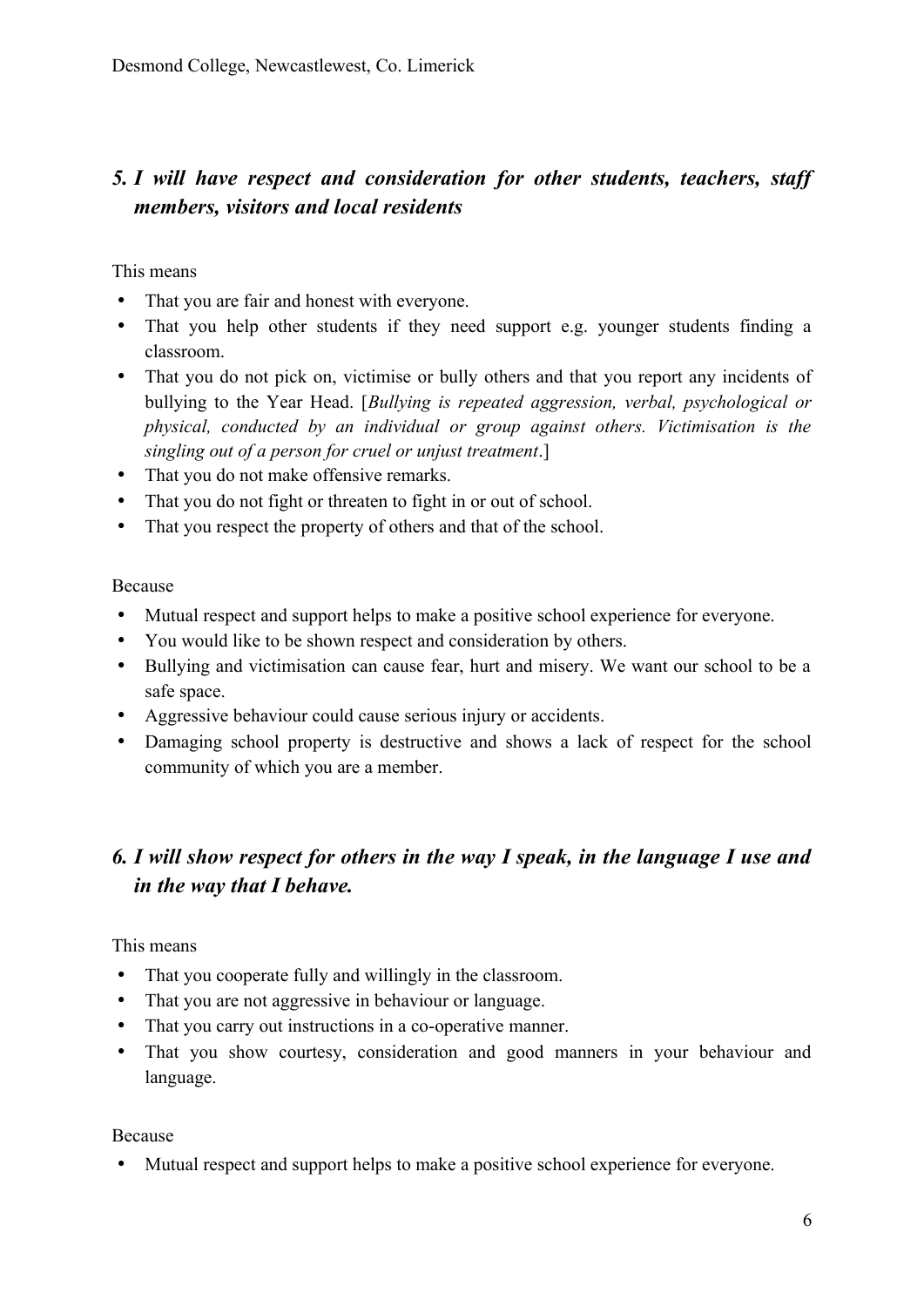### *5. I will have respect and consideration for other students, teachers, staff members, visitors and local residents*

This means

- That you are fair and honest with everyone.
- That you help other students if they need support e.g. younger students finding a classroom.
- That you do not pick on, victimise or bully others and that you report any incidents of bullying to the Year Head. [*Bullying is repeated aggression, verbal, psychological or physical, conducted by an individual or group against others. Victimisation is the singling out of a person for cruel or unjust treatment*.]
- That you do not make offensive remarks.
- That you do not fight or threaten to fight in or out of school.
- That you respect the property of others and that of the school.

Because

- Mutual respect and support helps to make a positive school experience for everyone.
- You would like to be shown respect and consideration by others.
- Bullying and victimisation can cause fear, hurt and misery. We want our school to be a safe space.
- Aggressive behaviour could cause serious injury or accidents.
- Damaging school property is destructive and shows a lack of respect for the school community of which you are a member.

### *6. I will show respect for others in the way I speak, in the language I use and in the way that I behave.*

This means

- That you cooperate fully and willingly in the classroom.
- That you are not aggressive in behaviour or language.
- That you carry out instructions in a co-operative manner.
- That you show courtesy, consideration and good manners in your behaviour and language.

Because

- Mutual respect and support helps to make a positive school experience for everyone.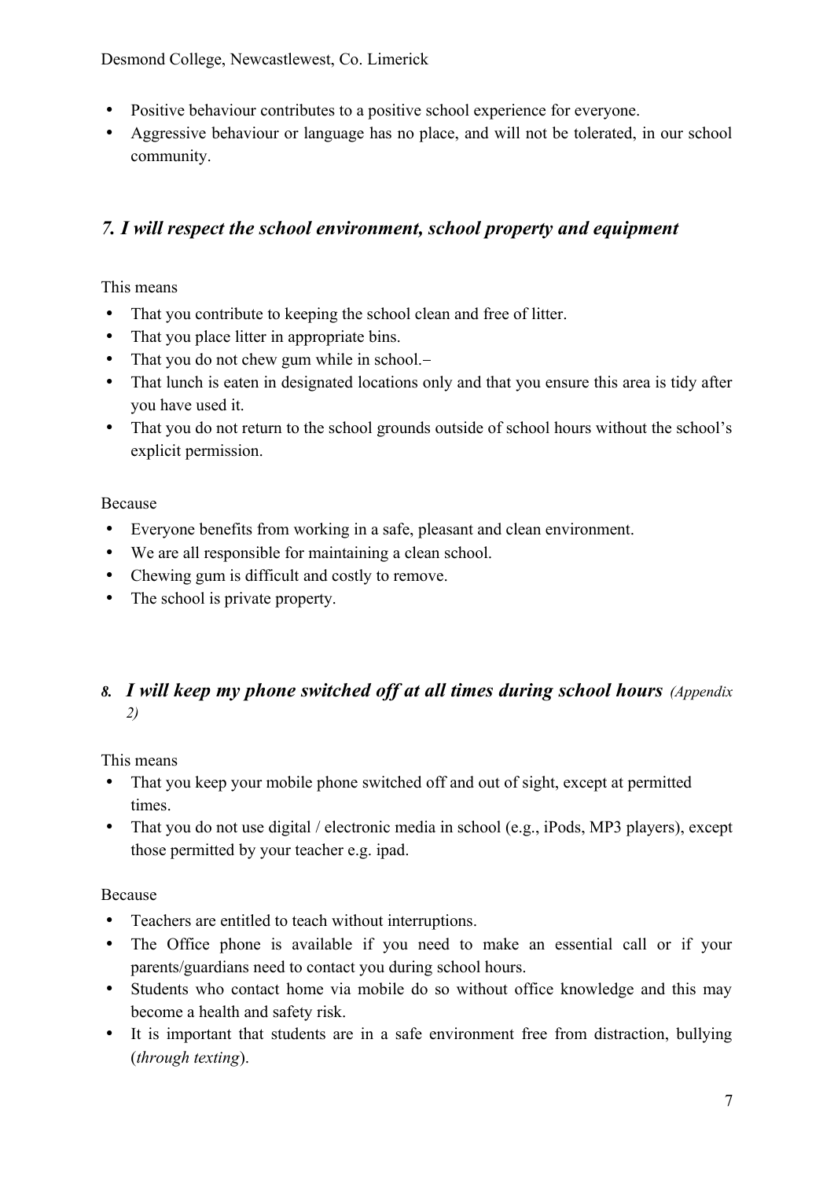- Positive behaviour contributes to a positive school experience for everyone.
- Aggressive behaviour or language has no place, and will not be tolerated, in our school community.

## *7. I will respect the school environment, school property and equipment*

This means

- That you contribute to keeping the school clean and free of litter.
- That you place litter in appropriate bins.
- That you do not chew gum while in school.–
- That lunch is eaten in designated locations only and that you ensure this area is tidy after you have used it.
- That you do not return to the school grounds outside of school hours without the school's explicit permission.

Because

- Everyone benefits from working in a safe, pleasant and clean environment.
- We are all responsible for maintaining a clean school.
- Chewing gum is difficult and costly to remove.
- The school is private property.

## *8. I will keep my phone switched off at all times during school hours* *(Appendix 2)*

This means

- That you keep your mobile phone switched off and out of sight, except at permitted times.
- That you do not use digital / electronic media in school (e.g., iPods, MP3 players), except those permitted by your teacher e.g. ipad.

Because

- Teachers are entitled to teach without interruptions.
- The Office phone is available if you need to make an essential call or if your parents/guardians need to contact you during school hours.
- Students who contact home via mobile do so without office knowledge and this may become a health and safety risk.
- It is important that students are in a safe environment free from distraction, bullying (*through texting*).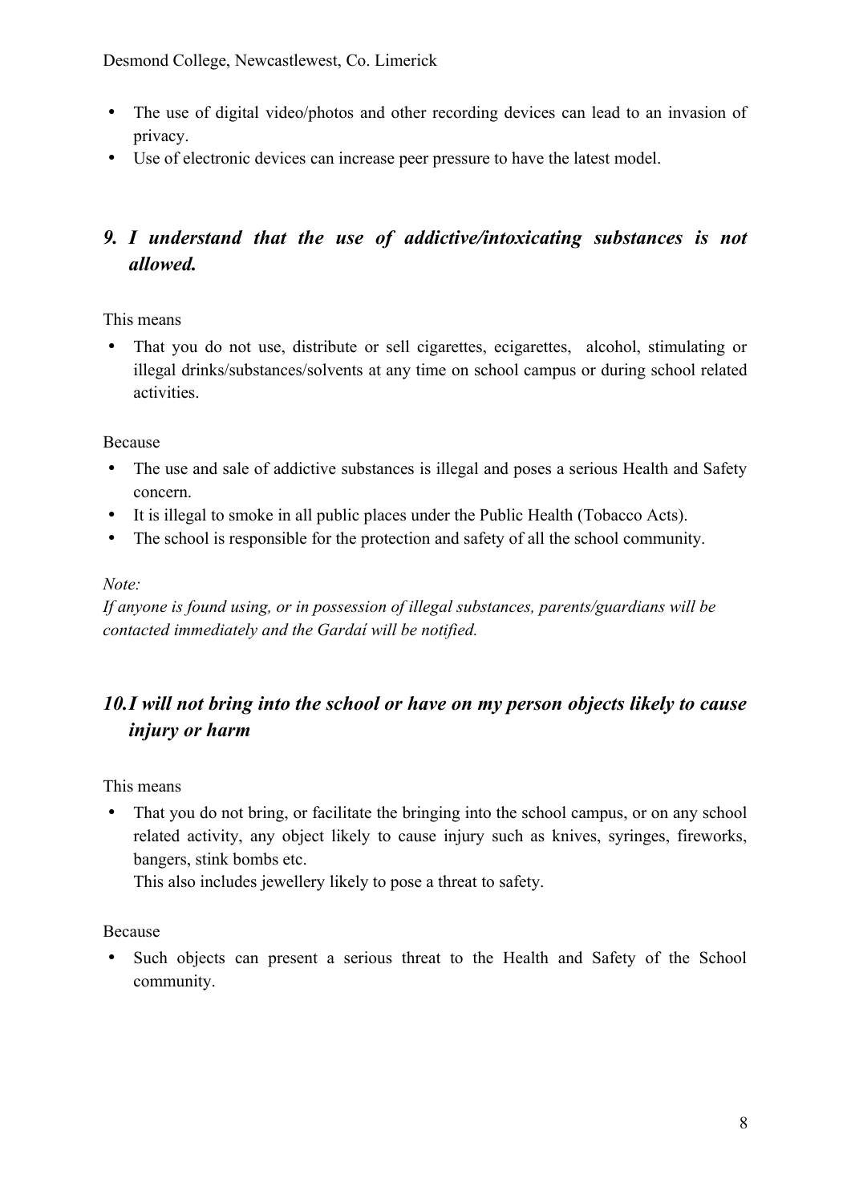- The use of digital video/photos and other recording devices can lead to an invasion of privacy.
- Use of electronic devices can increase peer pressure to have the latest model.

## *9. I understand that the use of addictive/intoxicating substances is not allowed.*

This means

- That you do not use, distribute or sell cigarettes, ecigarettes, alcohol, stimulating or illegal drinks/substances/solvents at any time on school campus or during school related activities.

Because

- The use and sale of addictive substances is illegal and poses a serious Health and Safety concern.
- It is illegal to smoke in all public places under the Public Health (Tobacco Acts).
- The school is responsible for the protection and safety of all the school community.

*Note:*
*If anyone is found using, or in possession of illegal substances, parents/guardians will be contacted immediately and the Gardaí will be notified.*

## *10. I will not bring into the school or have on my person objects likely to cause injury or harm*

This means

- That you do not bring, or facilitate the bringing into the school campus, or on any school related activity, any object likely to cause injury such as knives, syringes, fireworks, bangers, stink bombs etc.
  This also includes jewellery likely to pose a threat to safety.

Because

- Such objects can present a serious threat to the Health and Safety of the School community.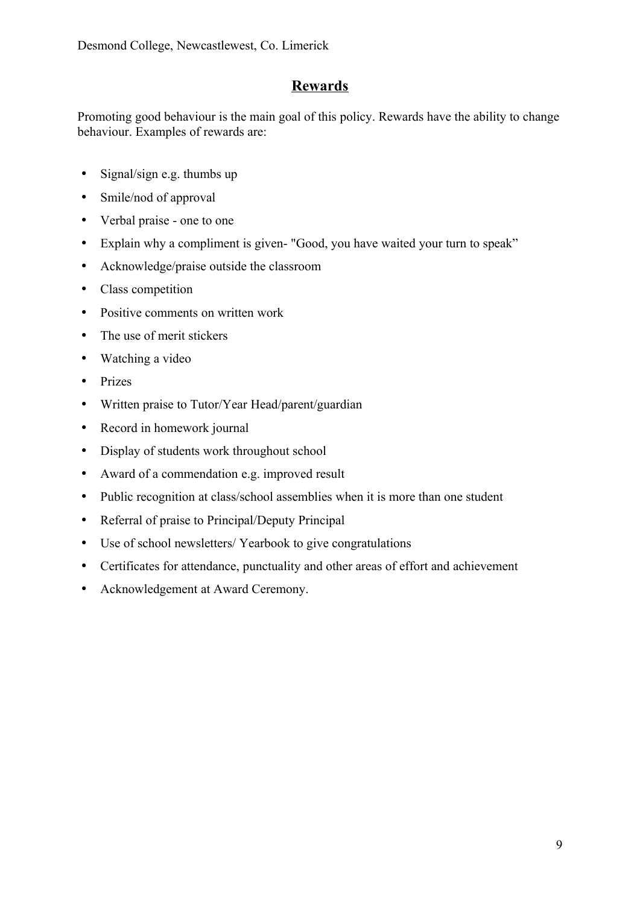## Rewards

Promoting good behaviour is the main goal of this policy. Rewards have the ability to change behaviour. Examples of rewards are:

- Signal/sign e.g. thumbs up
- Smile/nod of approval
- Verbal praise - one to one
- Explain why a compliment is given- "Good, you have waited your turn to speak"
- Acknowledge/praise outside the classroom
- Class competition
- Positive comments on written work
- The use of merit stickers
- Watching a video
- Prizes
- Written praise to Tutor/Year Head/parent/guardian
- Record in homework journal
- Display of students work throughout school
- Award of a commendation e.g. improved result
- Public recognition at class/school assemblies when it is more than one student
- Referral of praise to Principal/Deputy Principal
- Use of school newsletters/ Yearbook to give congratulations
- Certificates for attendance, punctuality and other areas of effort and achievement
- Acknowledgement at Award Ceremony.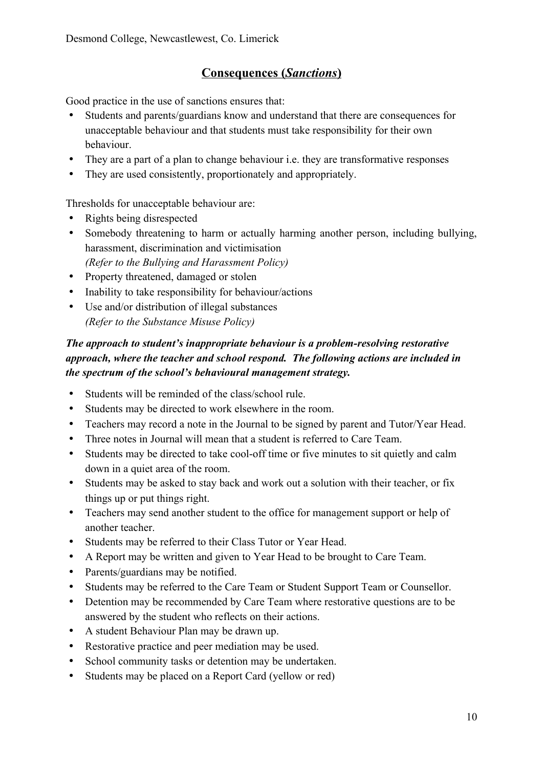## **Consequences (*Sanctions*)**

Good practice in the use of sanctions ensures that:

- Students and parents/guardians know and understand that there are consequences for unacceptable behaviour and that students must take responsibility for their own behaviour.
- They are a part of a plan to change behaviour i.e. they are transformative responses
- They are used consistently, proportionately and appropriately.

Thresholds for unacceptable behaviour are:

- Rights being disrespected
- Somebody threatening to harm or actually harming another person, including bullying, harassment, discrimination and victimisation
  *(Refer to the Bullying and Harassment Policy)*
- Property threatened, damaged or stolen
- Inability to take responsibility for behaviour/actions
- Use and/or distribution of illegal substances
  *(Refer to the Substance Misuse Policy)*

***The approach to student's inappropriate behaviour is a problem-resolving restorative approach, where the teacher and school respond. The following actions are included in the spectrum of the school's behavioural management strategy.***

- Students will be reminded of the class/school rule.
- Students may be directed to work elsewhere in the room.
- Teachers may record a note in the Journal to be signed by parent and Tutor/Year Head.
- Three notes in Journal will mean that a student is referred to Care Team.
- Students may be directed to take cool-off time or five minutes to sit quietly and calm down in a quiet area of the room.
- Students may be asked to stay back and work out a solution with their teacher, or fix things up or put things right.
- Teachers may send another student to the office for management support or help of another teacher.
- Students may be referred to their Class Tutor or Year Head.
- A Report may be written and given to Year Head to be brought to Care Team.
- Parents/guardians may be notified.
- Students may be referred to the Care Team or Student Support Team or Counsellor.
- Detention may be recommended by Care Team where restorative questions are to be answered by the student who reflects on their actions.
- A student Behaviour Plan may be drawn up.
- Restorative practice and peer mediation may be used.
- School community tasks or detention may be undertaken.
- Students may be placed on a Report Card (yellow or red)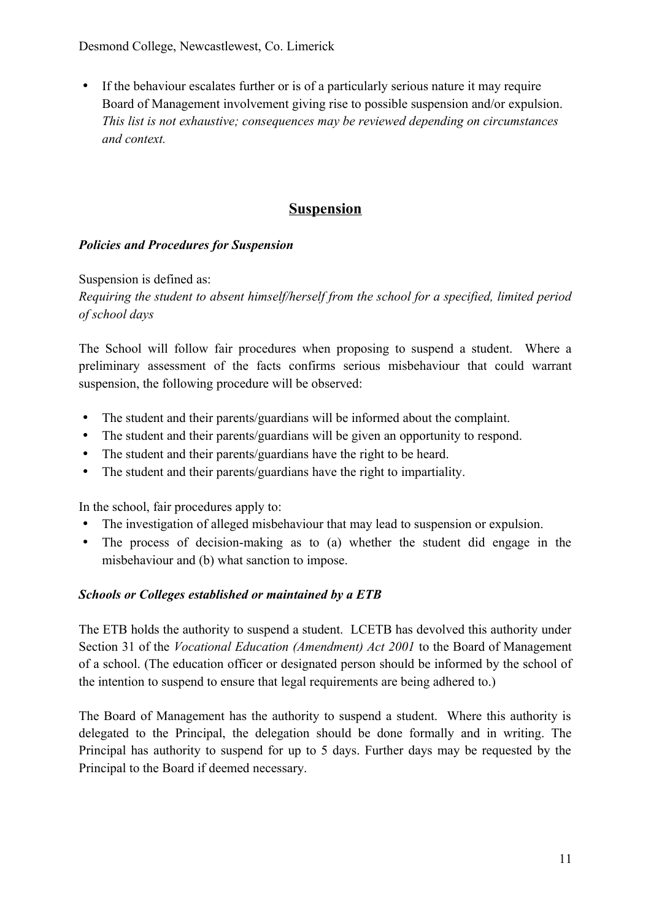- If the behaviour escalates further or is of a particularly serious nature it may require Board of Management involvement giving rise to possible suspension and/or expulsion. *This list is not exhaustive; consequences may be reviewed depending on circumstances and context.*

## Suspension

***Policies and Procedures for Suspension***

Suspension is defined as:
*Requiring the student to absent himself/herself from the school for a specified, limited period of school days*

The School will follow fair procedures when proposing to suspend a student. Where a preliminary assessment of the facts confirms serious misbehaviour that could warrant suspension, the following procedure will be observed:

- The student and their parents/guardians will be informed about the complaint.
- The student and their parents/guardians will be given an opportunity to respond.
- The student and their parents/guardians have the right to be heard.
- The student and their parents/guardians have the right to impartiality.

In the school, fair procedures apply to:

- The investigation of alleged misbehaviour that may lead to suspension or expulsion.
- The process of decision-making as to (a) whether the student did engage in the misbehaviour and (b) what sanction to impose.

***Schools or Colleges established or maintained by a ETB***

The ETB holds the authority to suspend a student. LCETB has devolved this authority under Section 31 of the *Vocational Education (Amendment) Act 2001* to the Board of Management of a school. (The education officer or designated person should be informed by the school of the intention to suspend to ensure that legal requirements are being adhered to.)

The Board of Management has the authority to suspend a student. Where this authority is delegated to the Principal, the delegation should be done formally and in writing. The Principal has authority to suspend for up to 5 days. Further days may be requested by the Principal to the Board if deemed necessary.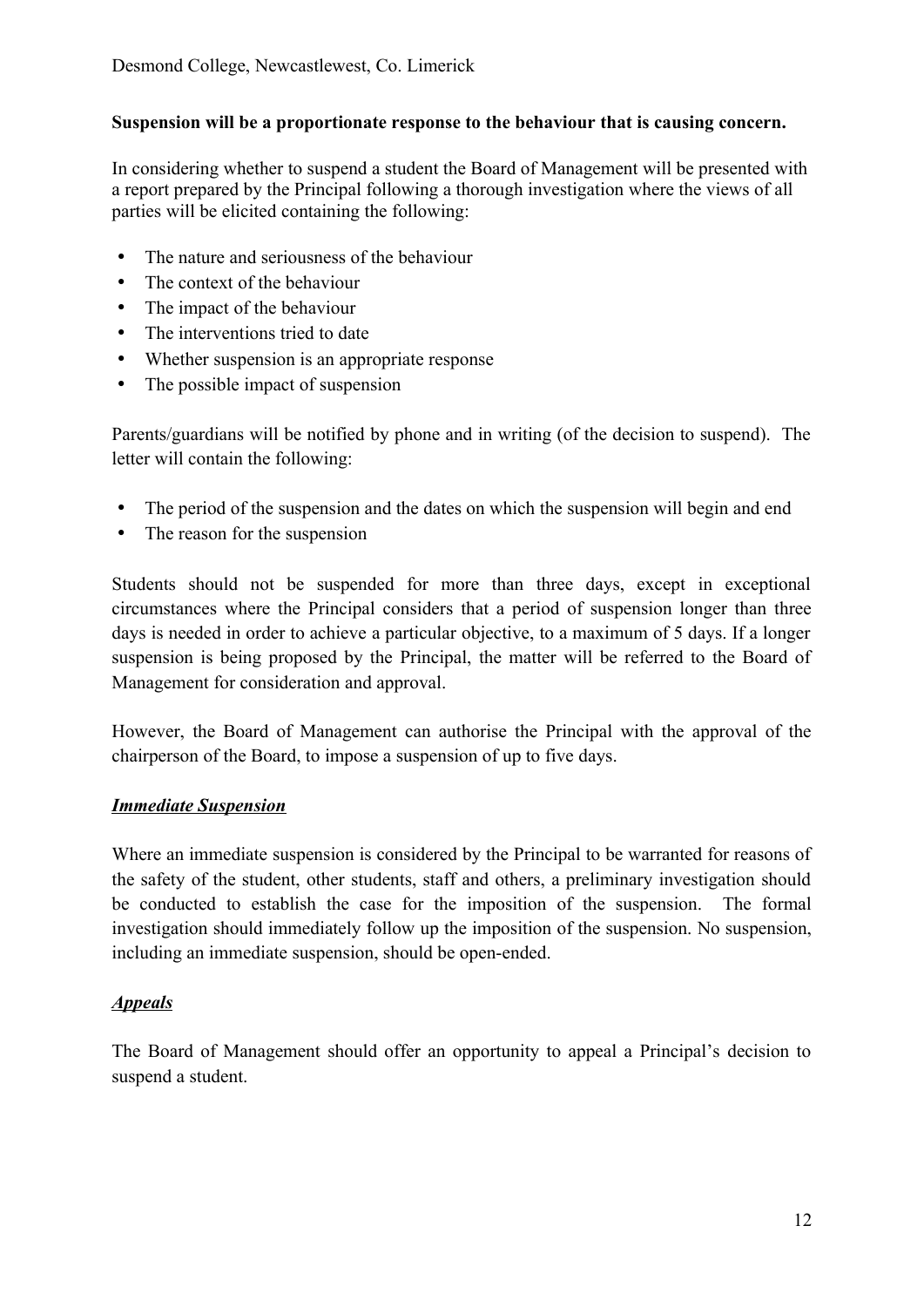**Suspension will be a proportionate response to the behaviour that is causing concern.**

In considering whether to suspend a student the Board of Management will be presented with a report prepared by the Principal following a thorough investigation where the views of all parties will be elicited containing the following:

- The nature and seriousness of the behaviour
- The context of the behaviour
- The impact of the behaviour
- The interventions tried to date
- Whether suspension is an appropriate response
- The possible impact of suspension

Parents/guardians will be notified by phone and in writing (of the decision to suspend). The letter will contain the following:

- The period of the suspension and the dates on which the suspension will begin and end
- The reason for the suspension

Students should not be suspended for more than three days, except in exceptional circumstances where the Principal considers that a period of suspension longer than three days is needed in order to achieve a particular objective, to a maximum of 5 days. If a longer suspension is being proposed by the Principal, the matter will be referred to the Board of Management for consideration and approval.

However, the Board of Management can authorise the Principal with the approval of the chairperson of the Board, to impose a suspension of up to five days.

***Immediate Suspension***

Where an immediate suspension is considered by the Principal to be warranted for reasons of the safety of the student, other students, staff and others, a preliminary investigation should be conducted to establish the case for the imposition of the suspension. The formal investigation should immediately follow up the imposition of the suspension. No suspension, including an immediate suspension, should be open-ended.

***Appeals***

The Board of Management should offer an opportunity to appeal a Principal's decision to suspend a student.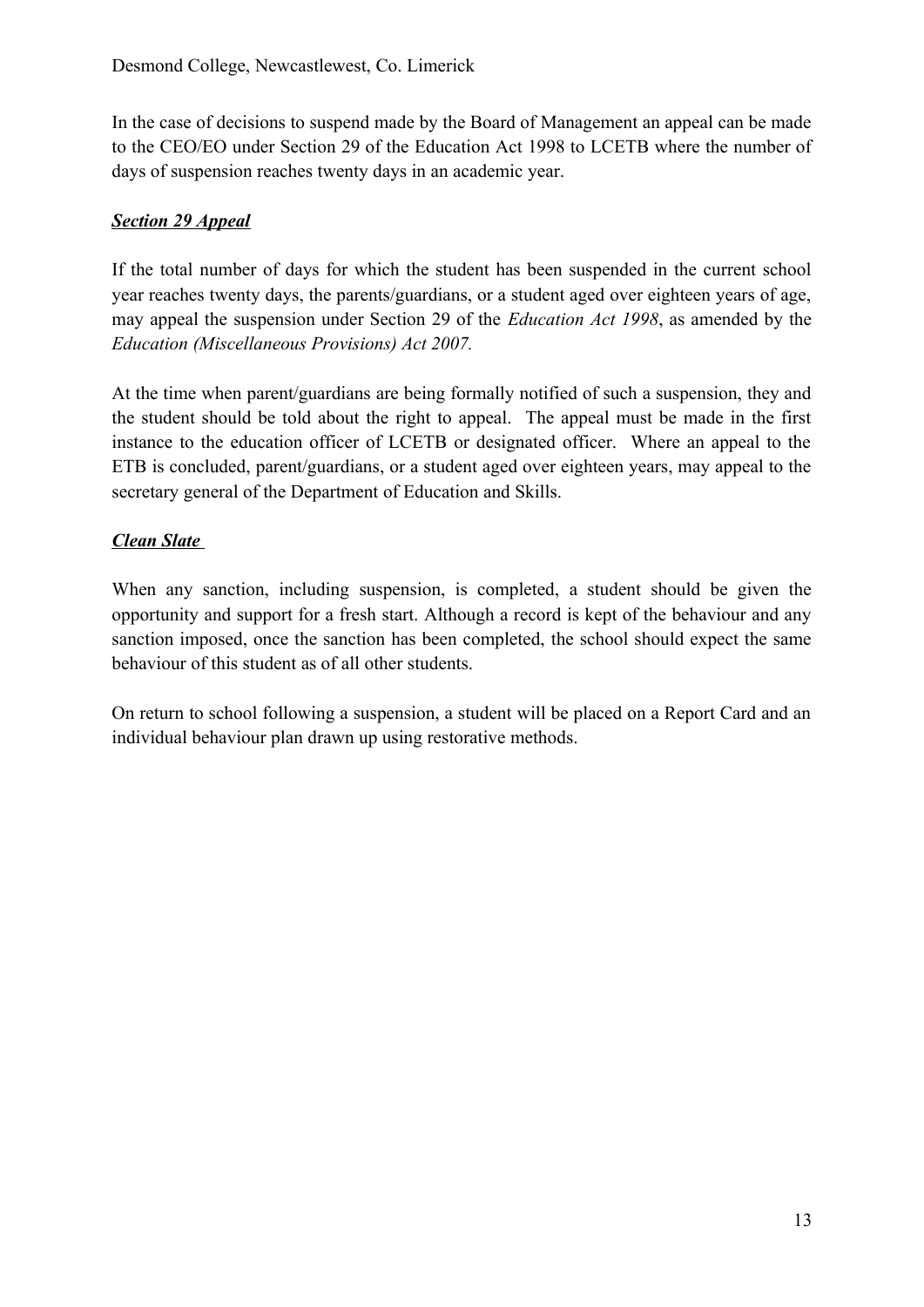In the case of decisions to suspend made by the Board of Management an appeal can be made to the CEO/EO under Section 29 of the Education Act 1998 to LCETB where the number of days of suspension reaches twenty days in an academic year.

***Section 29 Appeal***

If the total number of days for which the student has been suspended in the current school year reaches twenty days, the parents/guardians, or a student aged over eighteen years of age, may appeal the suspension under Section 29 of the *Education Act 1998*, as amended by the *Education (Miscellaneous Provisions) Act 2007.*

At the time when parent/guardians are being formally notified of such a suspension, they and the student should be told about the right to appeal. The appeal must be made in the first instance to the education officer of LCETB or designated officer. Where an appeal to the ETB is concluded, parent/guardians, or a student aged over eighteen years, may appeal to the secretary general of the Department of Education and Skills.

***Clean Slate***

When any sanction, including suspension, is completed, a student should be given the opportunity and support for a fresh start. Although a record is kept of the behaviour and any sanction imposed, once the sanction has been completed, the school should expect the same behaviour of this student as of all other students.

On return to school following a suspension, a student will be placed on a Report Card and an individual behaviour plan drawn up using restorative methods.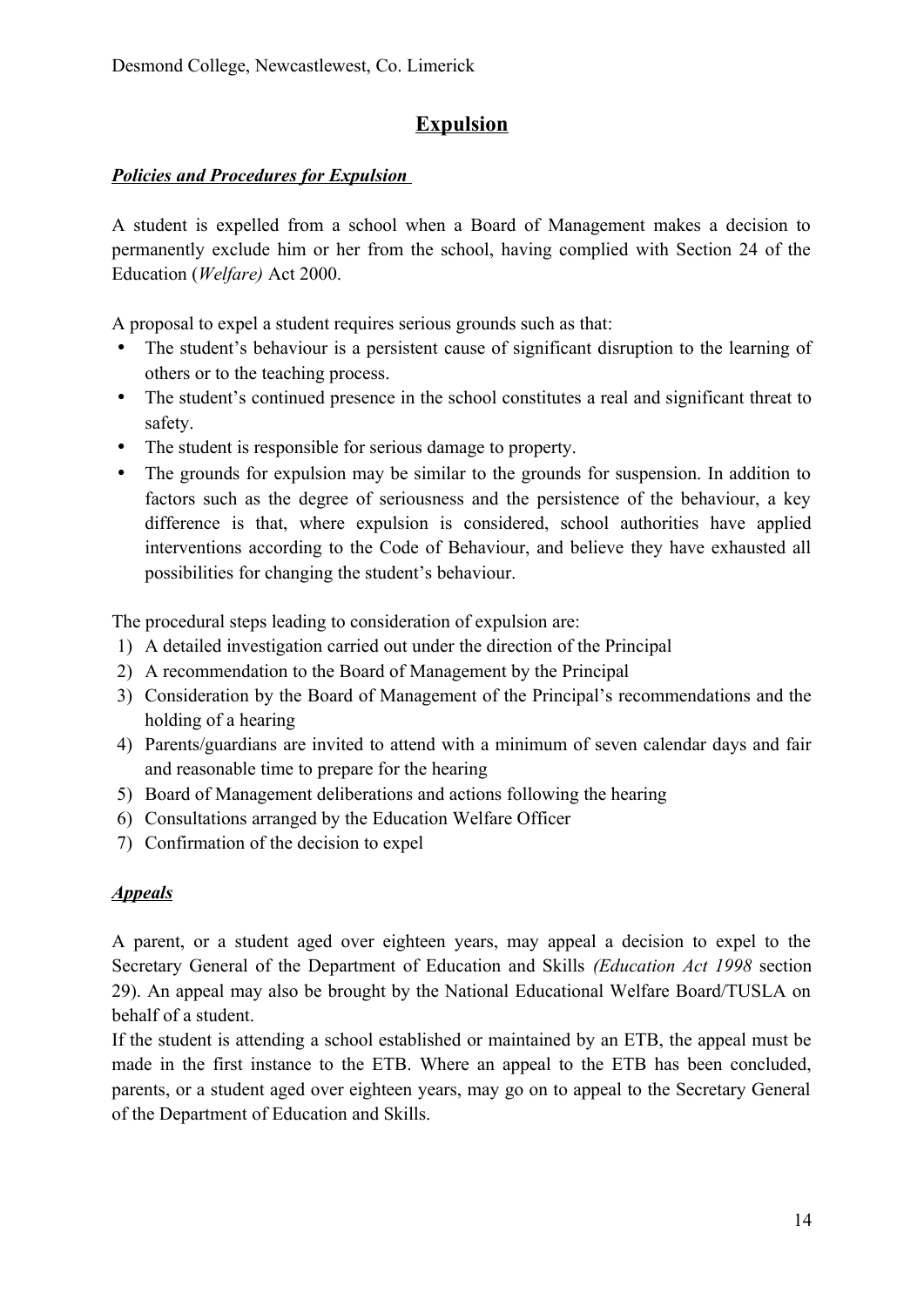## Expulsion

***Policies and Procedures for Expulsion***

A student is expelled from a school when a Board of Management makes a decision to permanently exclude him or her from the school, having complied with Section 24 of the Education (*Welfare)* Act 2000.

A proposal to expel a student requires serious grounds such as that:

- The student's behaviour is a persistent cause of significant disruption to the learning of others or to the teaching process.
- The student's continued presence in the school constitutes a real and significant threat to safety.
- The student is responsible for serious damage to property.
- The grounds for expulsion may be similar to the grounds for suspension. In addition to factors such as the degree of seriousness and the persistence of the behaviour, a key difference is that, where expulsion is considered, school authorities have applied interventions according to the Code of Behaviour, and believe they have exhausted all possibilities for changing the student's behaviour.

The procedural steps leading to consideration of expulsion are:

1) A detailed investigation carried out under the direction of the Principal
2) A recommendation to the Board of Management by the Principal
3) Consideration by the Board of Management of the Principal's recommendations and the holding of a hearing
4) Parents/guardians are invited to attend with a minimum of seven calendar days and fair and reasonable time to prepare for the hearing
5) Board of Management deliberations and actions following the hearing
6) Consultations arranged by the Education Welfare Officer
7) Confirmation of the decision to expel

***Appeals***

A parent, or a student aged over eighteen years, may appeal a decision to expel to the Secretary General of the Department of Education and Skills *(Education Act 1998* section 29). An appeal may also be brought by the National Educational Welfare Board/TUSLA on behalf of a student.

If the student is attending a school established or maintained by an ETB, the appeal must be made in the first instance to the ETB. Where an appeal to the ETB has been concluded, parents, or a student aged over eighteen years, may go on to appeal to the Secretary General of the Department of Education and Skills.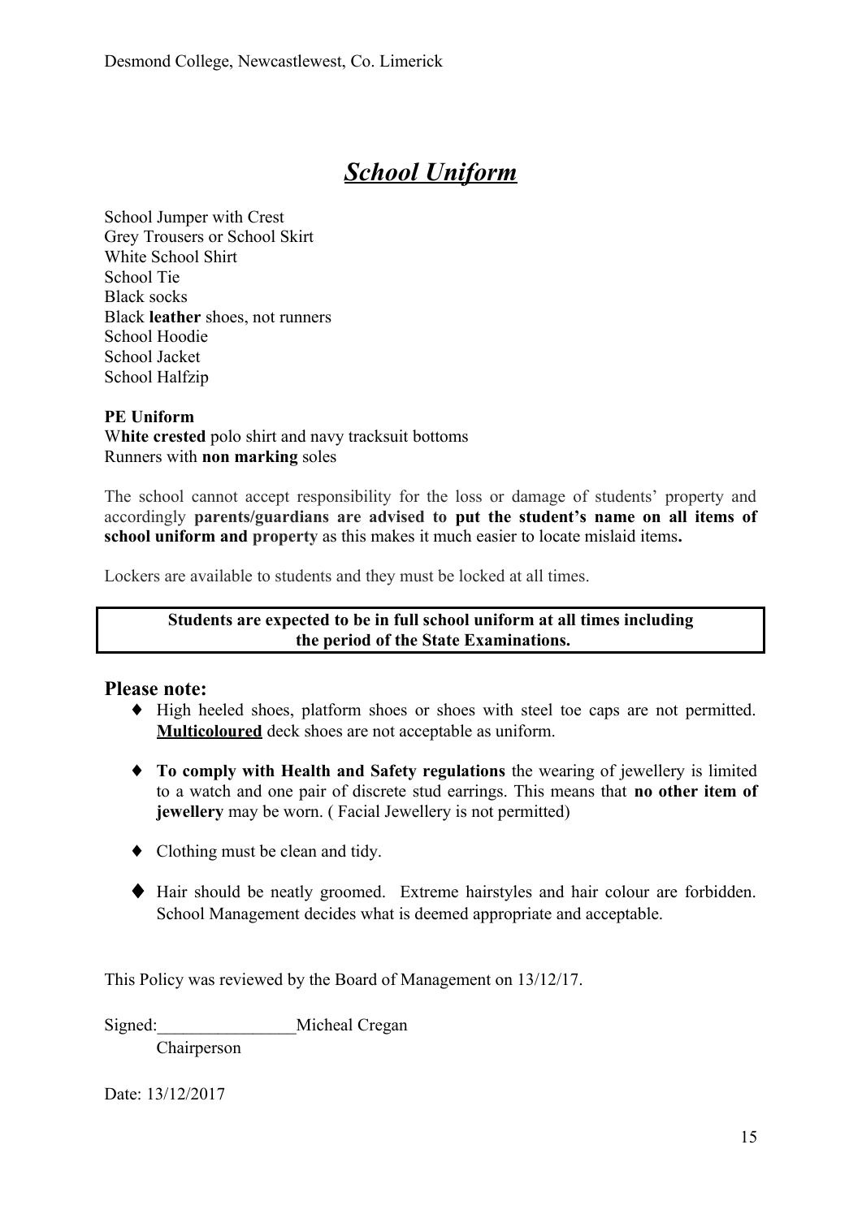# ***School Uniform***

School Jumper with Crest
Grey Trousers or School Skirt
White School Shirt
School Tie
Black socks
Black **leather** shoes, not runners
School Hoodie
School Jacket
School Halfzip

**PE Uniform**
W**hite crested** polo shirt and navy tracksuit bottoms
Runners with **non marking** soles

The school cannot accept responsibility for the loss or damage of students' property and accordingly **parents/guardians are advised to put the student's name on all items of school uniform and property** as this makes it much easier to locate mislaid items**.**

Lockers are available to students and they must be locked at all times.

| **Students are expected to be in full school uniform at all times including the period of the State Examinations.** |
|---|

## Please note:

- High heeled shoes, platform shoes or shoes with steel toe caps are not permitted. **<u>Multicoloured</u>** deck shoes are not acceptable as uniform.
- **To comply with Health and Safety regulations** the wearing of jewellery is limited to a watch and one pair of discrete stud earrings. This means that **no other item of jewellery** may be worn. ( Facial Jewellery is not permitted)
- Clothing must be clean and tidy.
- Hair should be neatly groomed. Extreme hairstyles and hair colour are forbidden. School Management decides what is deemed appropriate and acceptable.

This Policy was reviewed by the Board of Management on 13/12/17.

Signed:________________Micheal Cregan
Chairperson

Date: 13/12/2017